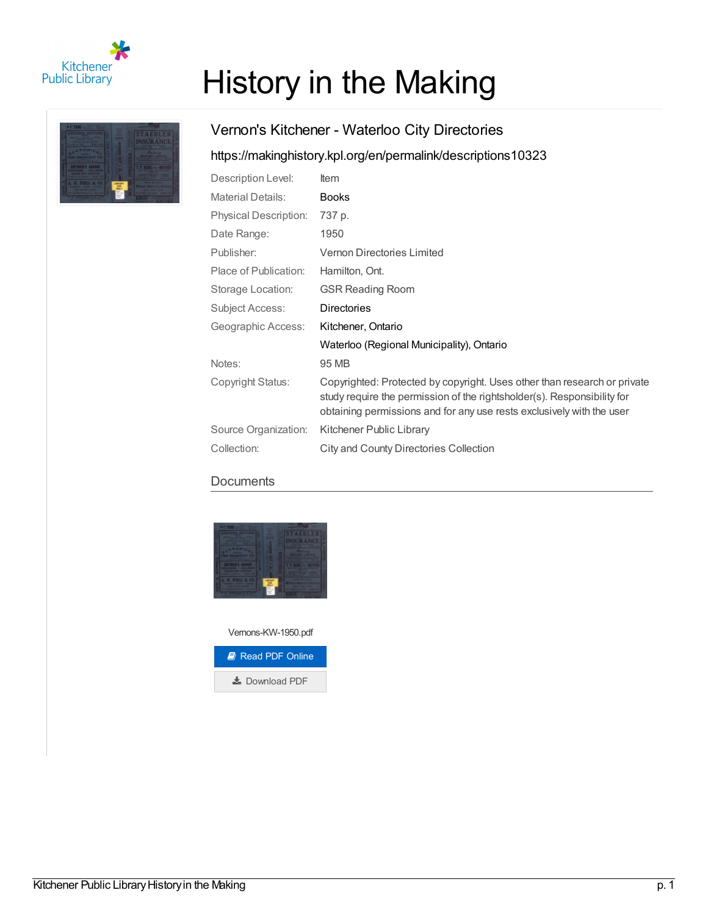# History in the Making

## Vernon's Kitchener - Waterloo City Directories

https://makinghistory.kpl.org/en/permalink/descriptions10323

| | |
|---|---|
| Description Level: | Item |
| Material Details: | Books |
| Physical Description: | 737 p. |
| Date Range: | 1950 |
| Publisher: | Vernon Directories Limited |
| Place of Publication: | Hamilton, Ont. |
| Storage Location: | GSR Reading Room |
| Subject Access: | Directories |
| Geographic Access: | Kitchener, Ontario |
| | Waterloo (Regional Municipality), Ontario |
| Notes: | 95 MB |
| Copyright Status: | Copyrighted: Protected by copyright. Uses other than research or private study require the permission of the rightsholder(s). Responsibility for obtaining permissions and for any use rests exclusively with the user |
| Source Organization: | Kitchener Public Library |
| Collection: | City and County Directories Collection |

### Documents

Vernons-KW-1950.pdf

Read PDF Online

Download PDF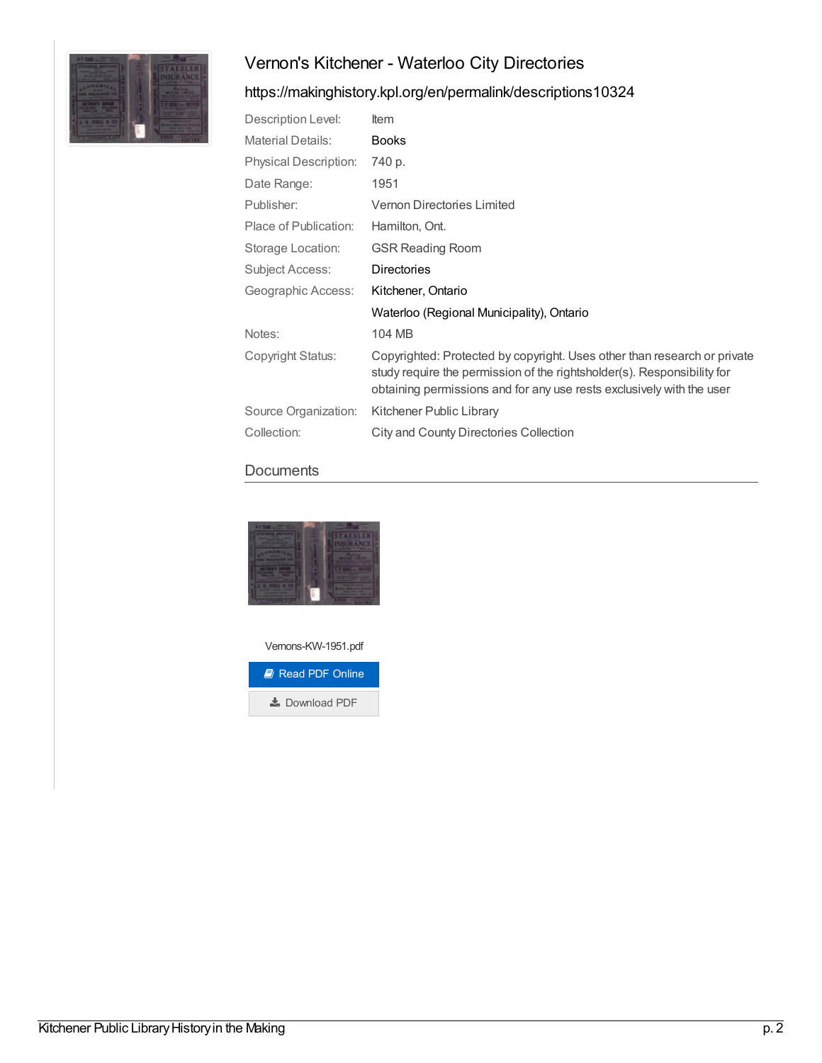# Vernon's Kitchener - Waterloo City Directories

https://makinghistory.kpl.org/en/permalink/descriptions10324

| | |
|---|---|
| Description Level: | Item |
| Material Details: | Books |
| Physical Description: | 740 p. |
| Date Range: | 1951 |
| Publisher: | Vernon Directories Limited |
| Place of Publication: | Hamilton, Ont. |
| Storage Location: | GSR Reading Room |
| Subject Access: | Directories |
| Geographic Access: | Kitchener, Ontario |
| | Waterloo (Regional Municipality), Ontario |
| Notes: | 104 MB |
| Copyright Status: | Copyrighted: Protected by copyright. Uses other than research or private study require the permission of the rightsholder(s). Responsibility for obtaining permissions and for any use rests exclusively with the user |
| Source Organization: | Kitchener Public Library |
| Collection: | City and County Directories Collection |

## Documents

Vernons-KW-1951.pdf

Read PDF Online

Download PDF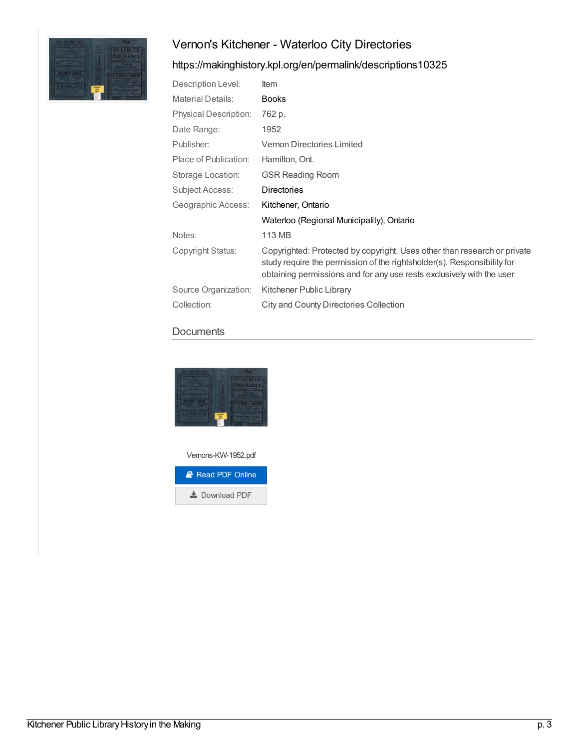# Vernon's Kitchener - Waterloo City Directories

## https://makinghistory.kpl.org/en/permalink/descriptions10325

| | |
|---|---|
| Description Level: | Item |
| Material Details: | Books |
| Physical Description: | 762 p. |
| Date Range: | 1952 |
| Publisher: | Vernon Directories Limited |
| Place of Publication: | Hamilton, Ont. |
| Storage Location: | GSR Reading Room |
| Subject Access: | Directories |
| Geographic Access: | Kitchener, Ontario |
| | Waterloo (Regional Municipality), Ontario |
| Notes: | 113 MB |
| Copyright Status: | Copyrighted: Protected by copyright. Uses other than research or private study require the permission of the rightsholder(s). Responsibility for obtaining permissions and for any use rests exclusively with the user |
| Source Organization: | Kitchener Public Library |
| Collection: | City and County Directories Collection |

### Documents

Vernons-KW-1952.pdf

Read PDF Online

Download PDF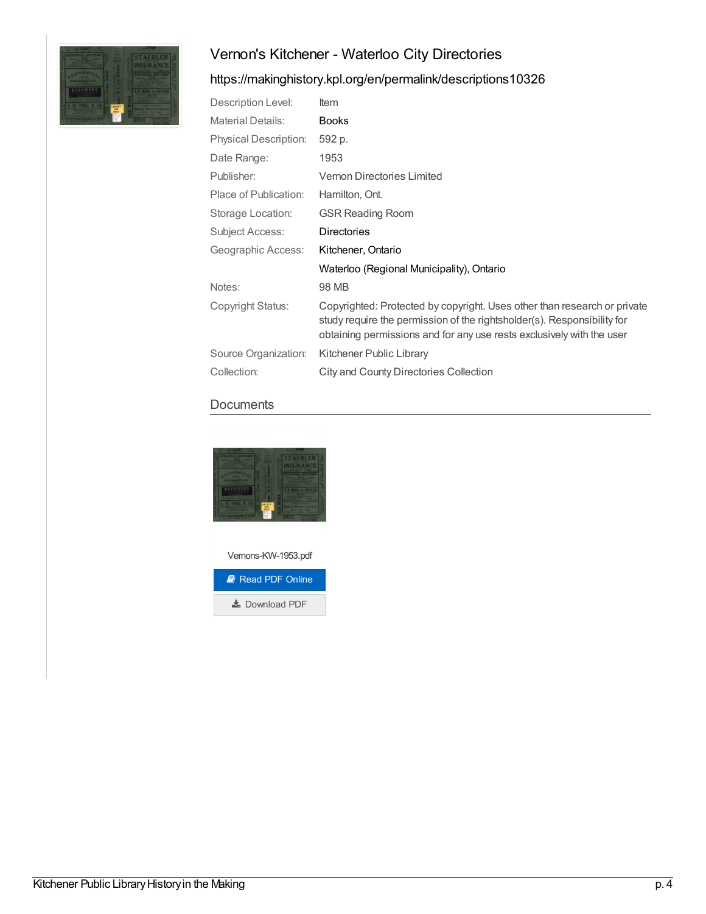# Vernon's Kitchener - Waterloo City Directories

https://makinghistory.kpl.org/en/permalink/descriptions10326

| | |
|---|---|
| Description Level: | Item |
| Material Details: | Books |
| Physical Description: | 592 p. |
| Date Range: | 1953 |
| Publisher: | Vernon Directories Limited |
| Place of Publication: | Hamilton, Ont. |
| Storage Location: | GSR Reading Room |
| Subject Access: | Directories |
| Geographic Access: | Kitchener, Ontario |
| | Waterloo (Regional Municipality), Ontario |
| Notes: | 98 MB |
| Copyright Status: | Copyrighted: Protected by copyright. Uses other than research or private study require the permission of the rightsholder(s). Responsibility for obtaining permissions and for any use rests exclusively with the user |
| Source Organization: | Kitchener Public Library |
| Collection: | City and County Directories Collection |

## Documents

Vernons-KW-1953.pdf

Read PDF Online

Download PDF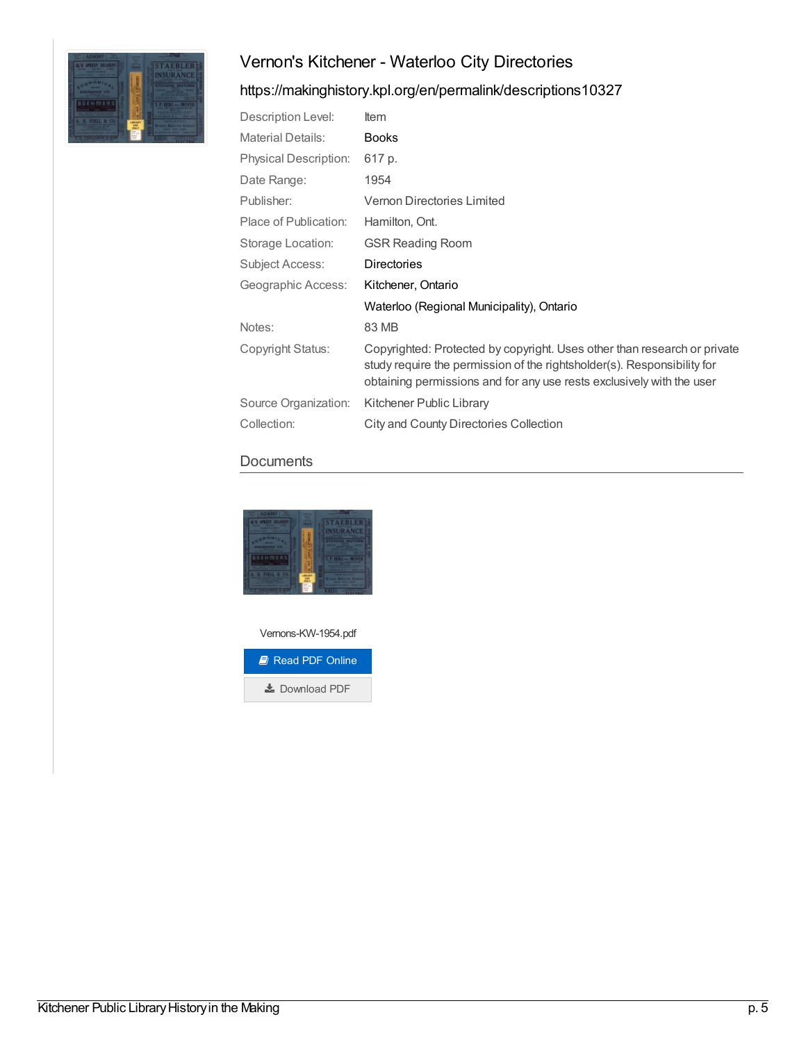# Vernon's Kitchener - Waterloo City Directories

https://makinghistory.kpl.org/en/permalink/descriptions10327

| | |
|---|---|
| Description Level: | Item |
| Material Details: | Books |
| Physical Description: | 617 p. |
| Date Range: | 1954 |
| Publisher: | Vernon Directories Limited |
| Place of Publication: | Hamilton, Ont. |
| Storage Location: | GSR Reading Room |
| Subject Access: | Directories |
| Geographic Access: | Kitchener, Ontario |
| | Waterloo (Regional Municipality), Ontario |
| Notes: | 83 MB |
| Copyright Status: | Copyrighted: Protected by copyright. Uses other than research or private study require the permission of the rightsholder(s). Responsibility for obtaining permissions and for any use rests exclusively with the user |
| Source Organization: | Kitchener Public Library |
| Collection: | City and County Directories Collection |

## Documents

Vernons-KW-1954.pdf

Read PDF Online

Download PDF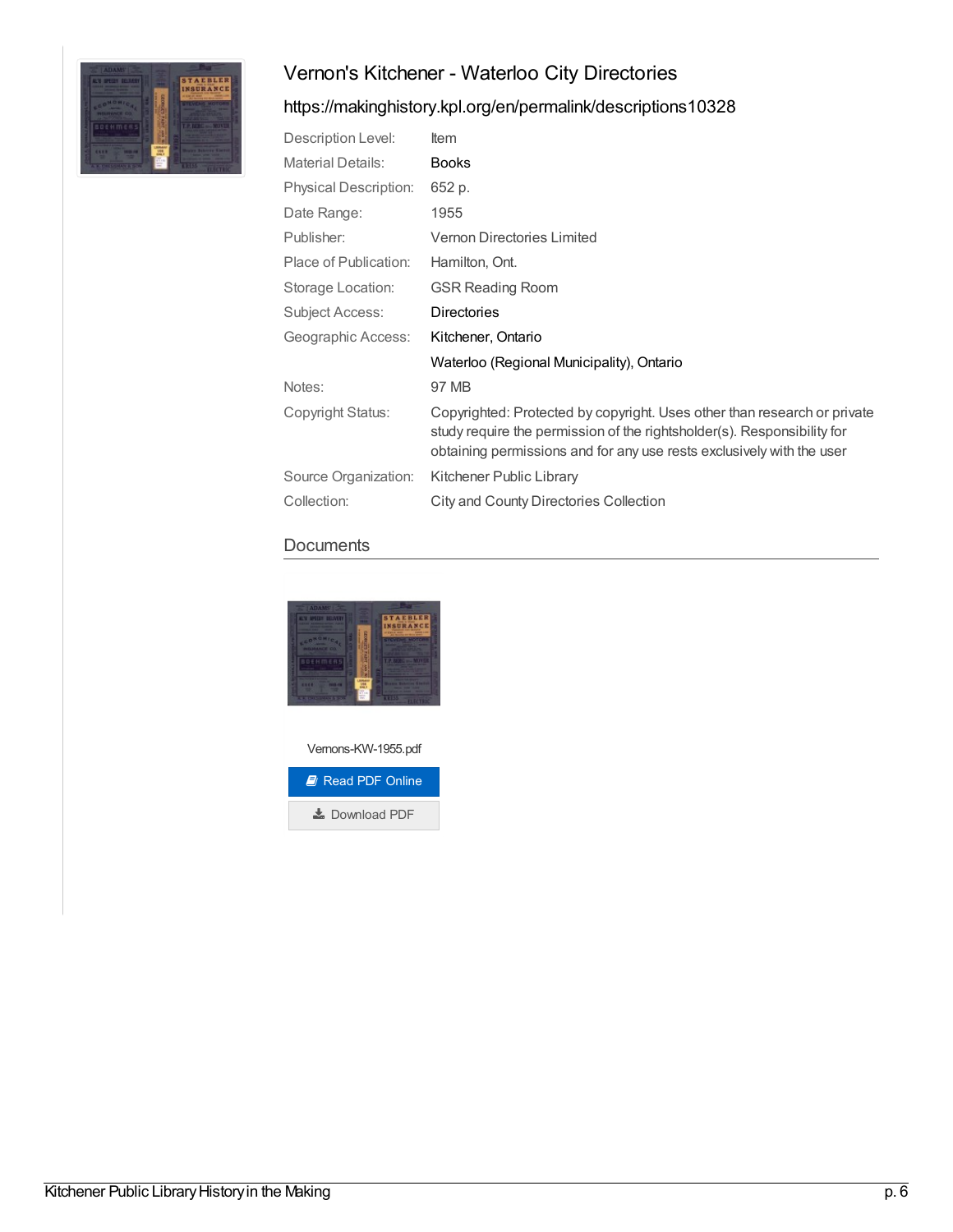# Vernon's Kitchener - Waterloo City Directories

https://makinghistory.kpl.org/en/permalink/descriptions10328

| | |
|---|---|
| Description Level: | Item |
| Material Details: | Books |
| Physical Description: | 652 p. |
| Date Range: | 1955 |
| Publisher: | Vernon Directories Limited |
| Place of Publication: | Hamilton, Ont. |
| Storage Location: | GSR Reading Room |
| Subject Access: | Directories |
| Geographic Access: | Kitchener, Ontario |
| | Waterloo (Regional Municipality), Ontario |
| Notes: | 97 MB |
| Copyright Status: | Copyrighted: Protected by copyright. Uses other than research or private study require the permission of the rightsholder(s). Responsibility for obtaining permissions and for any use rests exclusively with the user |
| Source Organization: | Kitchener Public Library |
| Collection: | City and County Directories Collection |

## Documents

Vernons-KW-1955.pdf

Read PDF Online

Download PDF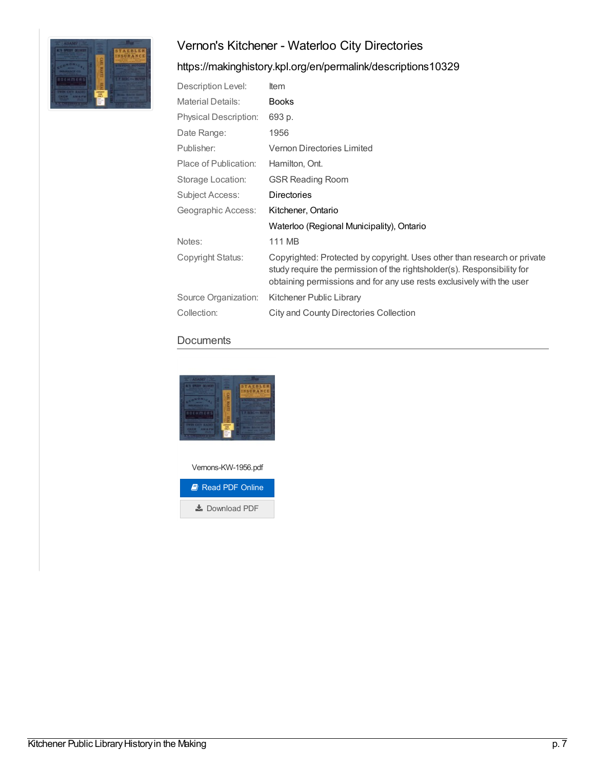# Vernon's Kitchener - Waterloo City Directories

## https://makinghistory.kpl.org/en/permalink/descriptions10329

| | |
|---|---|
| Description Level: | Item |
| Material Details: | Books |
| Physical Description: | 693 p. |
| Date Range: | 1956 |
| Publisher: | Vernon Directories Limited |
| Place of Publication: | Hamilton, Ont. |
| Storage Location: | GSR Reading Room |
| Subject Access: | Directories |
| Geographic Access: | Kitchener, Ontario<br>Waterloo (Regional Municipality), Ontario |
| Notes: | 111 MB |
| Copyright Status: | Copyrighted: Protected by copyright. Uses other than research or private study require the permission of the rightsholder(s). Responsibility for obtaining permissions and for any use rests exclusively with the user |
| Source Organization: | Kitchener Public Library |
| Collection: | City and County Directories Collection |

## Documents

Vernons-KW-1956.pdf

Read PDF Online

Download PDF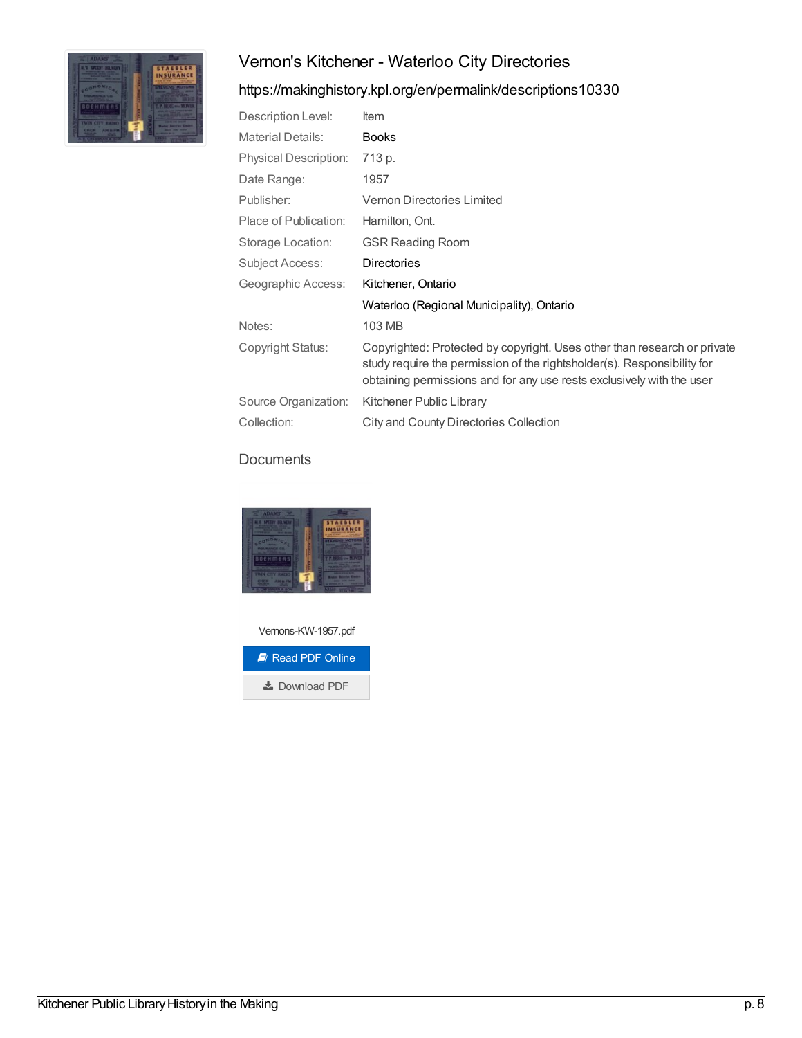# Vernon's Kitchener - Waterloo City Directories

https://makinghistory.kpl.org/en/permalink/descriptions10330

| | |
|---|---|
| Description Level: | Item |
| Material Details: | Books |
| Physical Description: | 713 p. |
| Date Range: | 1957 |
| Publisher: | Vernon Directories Limited |
| Place of Publication: | Hamilton, Ont. |
| Storage Location: | GSR Reading Room |
| Subject Access: | Directories |
| Geographic Access: | Kitchener, Ontario |
| | Waterloo (Regional Municipality), Ontario |
| Notes: | 103 MB |
| Copyright Status: | Copyrighted: Protected by copyright. Uses other than research or private study require the permission of the rightsholder(s). Responsibility for obtaining permissions and for any use rests exclusively with the user |
| Source Organization: | Kitchener Public Library |
| Collection: | City and County Directories Collection |

## Documents

Vernons-KW-1957.pdf

Read PDF Online

Download PDF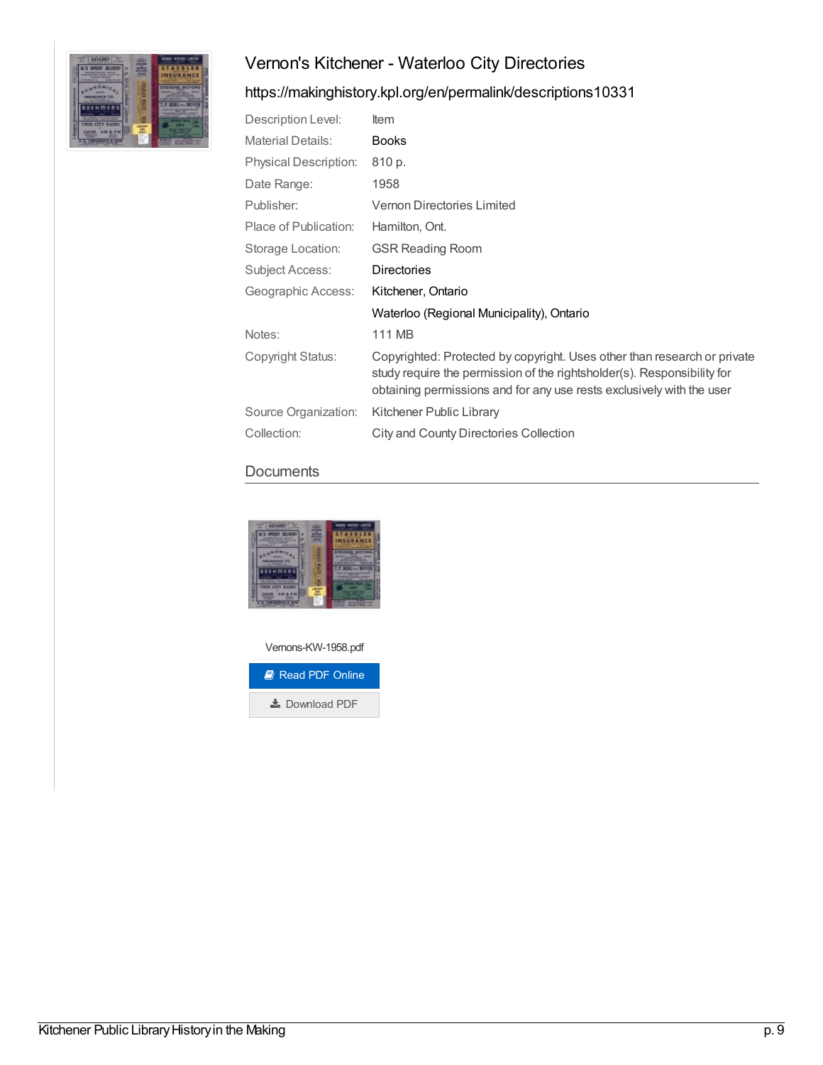## Vernon's Kitchener - Waterloo City Directories

https://makinghistory.kpl.org/en/permalink/descriptions10331

| | |
|---|---|
| Description Level: | Item |
| Material Details: | Books |
| Physical Description: | 810 p. |
| Date Range: | 1958 |
| Publisher: | Vernon Directories Limited |
| Place of Publication: | Hamilton, Ont. |
| Storage Location: | GSR Reading Room |
| Subject Access: | Directories |
| Geographic Access: | Kitchener, Ontario |
| | Waterloo (Regional Municipality), Ontario |
| Notes: | 111 MB |
| Copyright Status: | Copyrighted: Protected by copyright. Uses other than research or private study require the permission of the rightsholder(s). Responsibility for obtaining permissions and for any use rests exclusively with the user |
| Source Organization: | Kitchener Public Library |
| Collection: | City and County Directories Collection |

### Documents

Vernons-KW-1958.pdf

Read PDF Online

Download PDF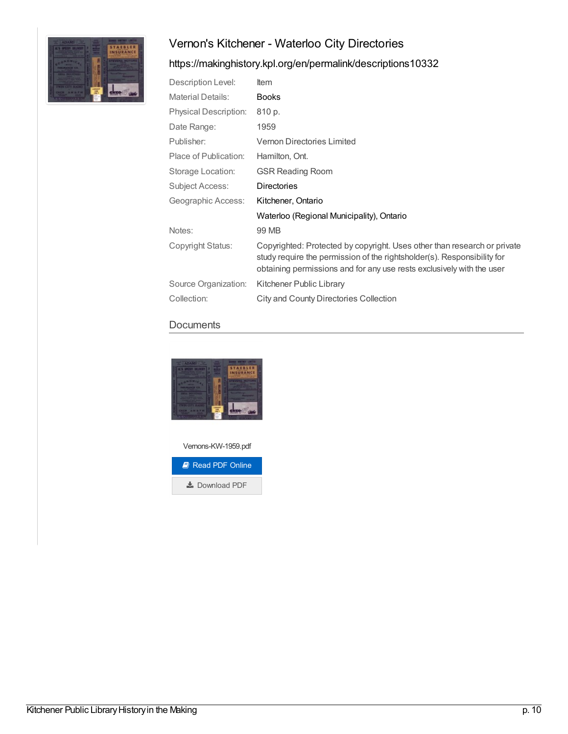## Vernon's Kitchener - Waterloo City Directories

https://makinghistory.kpl.org/en/permalink/descriptions10332

| | |
|---|---|
| Description Level: | Item |
| Material Details: | Books |
| Physical Description: | 810 p. |
| Date Range: | 1959 |
| Publisher: | Vernon Directories Limited |
| Place of Publication: | Hamilton, Ont. |
| Storage Location: | GSR Reading Room |
| Subject Access: | Directories |
| Geographic Access: | Kitchener, Ontario |
| | Waterloo (Regional Municipality), Ontario |
| Notes: | 99 MB |
| Copyright Status: | Copyrighted: Protected by copyright. Uses other than research or private study require the permission of the rightsholder(s). Responsibility for obtaining permissions and for any use rests exclusively with the user |
| Source Organization: | Kitchener Public Library |
| Collection: | City and County Directories Collection |

### Documents

Vernons-KW-1959.pdf

Read PDF Online

Download PDF